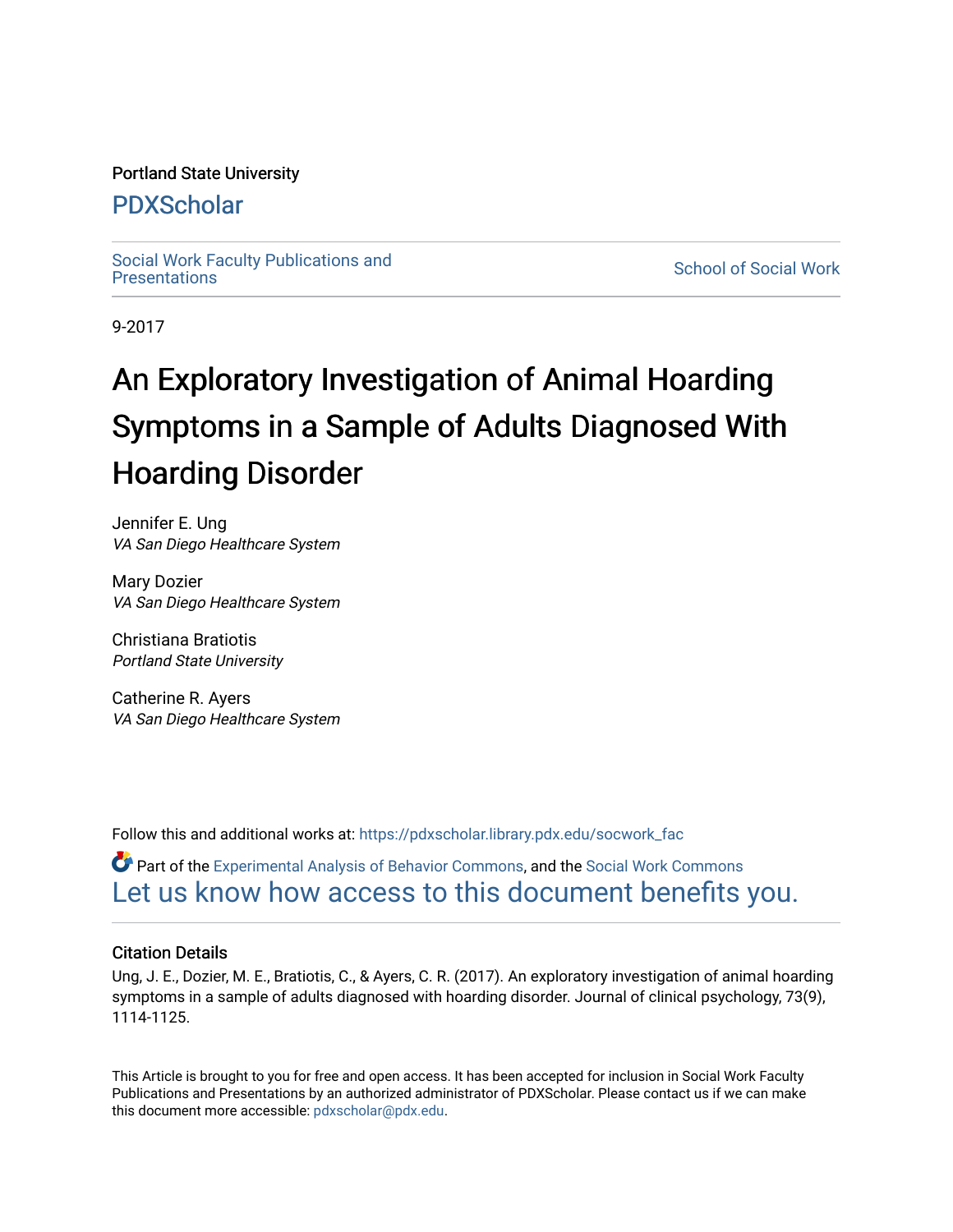Portland State University

## PDXScholar

Social Work Faculty Publications and Presentations

School of Social Work

9-2017

# An Exploratory Investigation of Animal Hoarding Symptoms in a Sample of Adults Diagnosed With Hoarding Disorder

Jennifer E. Ung
*VA San Diego Healthcare System*

Mary Dozier
*VA San Diego Healthcare System*

Christiana Bratiotis
*Portland State University*

Catherine R. Ayers
*VA San Diego Healthcare System*

Follow this and additional works at: https://pdxscholar.library.pdx.edu/socwork_fac

Part of the Experimental Analysis of Behavior Commons, and the Social Work Commons
Let us know how access to this document benefits you.

### Citation Details

Ung, J. E., Dozier, M. E., Bratiotis, C., & Ayers, C. R. (2017). An exploratory investigation of animal hoarding symptoms in a sample of adults diagnosed with hoarding disorder. Journal of clinical psychology, 73(9), 1114-1125.

This Article is brought to you for free and open access. It has been accepted for inclusion in Social Work Faculty Publications and Presentations by an authorized administrator of PDXScholar. Please contact us if we can make this document more accessible: pdxscholar@pdx.edu.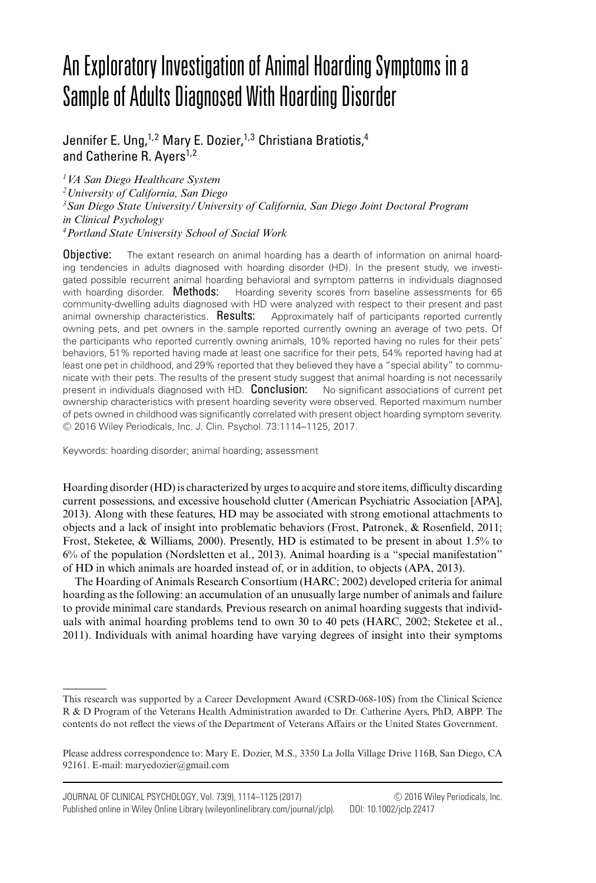# An Exploratory Investigation of Animal Hoarding Symptoms in a Sample of Adults Diagnosed With Hoarding Disorder

Jennifer E. Ung,[1,2] Mary E. Dozier,[1,3] Christiana Bratiotis,[4] and Catherine R. Ayers[1,2]

*[1] VA San Diego Healthcare System*
*[2] University of California, San Diego*
*[3] San Diego State University/ University of California, San Diego Joint Doctoral Program in Clinical Psychology*
*[4] Portland State University School of Social Work*

**Objective:** The extant research on animal hoarding has a dearth of information on animal hoarding tendencies in adults diagnosed with hoarding disorder (HD). In the present study, we investigated possible recurrent animal hoarding behavioral and symptom patterns in individuals diagnosed with hoarding disorder. **Methods:** Hoarding severity scores from baseline assessments for 65 community-dwelling adults diagnosed with HD were analyzed with respect to their present and past animal ownership characteristics. **Results:** Approximately half of participants reported currently owning pets, and pet owners in the sample reported currently owning an average of two pets. Of the participants who reported currently owning animals, 10% reported having no rules for their pets' behaviors, 51% reported having made at least one sacrifice for their pets, 54% reported having had at least one pet in childhood, and 29% reported that they believed they have a "special ability" to communicate with their pets. The results of the present study suggest that animal hoarding is not necessarily present in individuals diagnosed with HD. **Conclusion:** No significant associations of current pet ownership characteristics with present hoarding severity were observed. Reported maximum number of pets owned in childhood was significantly correlated with present object hoarding symptom severity. © 2016 Wiley Periodicals, Inc. J. Clin. Psychol. 73:1114–1125, 2017.

Keywords: hoarding disorder; animal hoarding; assessment

Hoarding disorder (HD) is characterized by urges to acquire and store items, difficulty discarding current possessions, and excessive household clutter (American Psychiatric Association [APA], 2013). Along with these features, HD may be associated with strong emotional attachments to objects and a lack of insight into problematic behaviors (Frost, Patronek, & Rosenfield, 2011; Frost, Steketee, & Williams, 2000). Presently, HD is estimated to be present in about 1.5% to 6% of the population (Nordsletten et al., 2013). Animal hoarding is a "special manifestation" of HD in which animals are hoarded instead of, or in addition, to objects (APA, 2013).

The Hoarding of Animals Research Consortium (HARC; 2002) developed criteria for animal hoarding as the following: an accumulation of an unusually large number of animals and failure to provide minimal care standards. Previous research on animal hoarding suggests that individuals with animal hoarding problems tend to own 30 to 40 pets (HARC, 2002; Steketee et al., 2011). Individuals with animal hoarding have varying degrees of insight into their symptoms

---

This research was supported by a Career Development Award (CSRD-068-10S) from the Clinical Science R & D Program of the Veterans Health Administration awarded to Dr. Catherine Ayers, PhD, ABPP. The contents do not reflect the views of the Department of Veterans Affairs or the United States Government.

Please address correspondence to: Mary E. Dozier, M.S., 3350 La Jolla Village Drive 116B, San Diego, CA 92161. E-mail: maryedozier@gmail.com

JOURNAL OF CLINICAL PSYCHOLOGY, Vol. 73(9), 1114–1125 (2017) © 2016 Wiley Periodicals, Inc.
Published online in Wiley Online Library (wileyonlinelibrary.com/journal/jclp). DOI: 10.1002/jclp.22417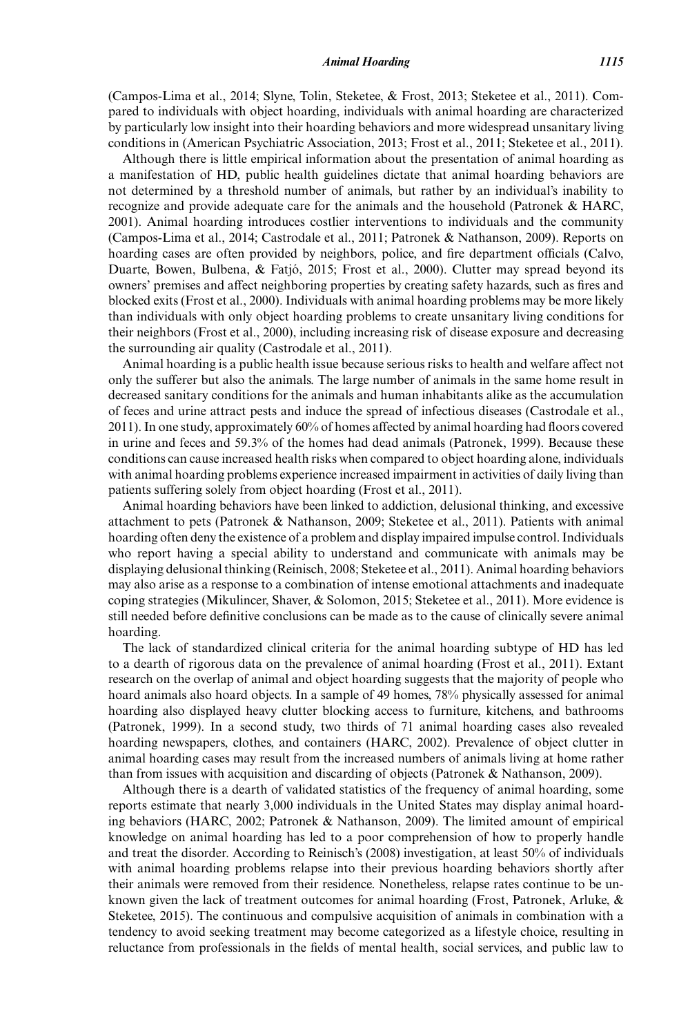(Campos-Lima et al., 2014; Slyne, Tolin, Steketee, & Frost, 2013; Steketee et al., 2011). Compared to individuals with object hoarding, individuals with animal hoarding are characterized by particularly low insight into their hoarding behaviors and more widespread unsanitary living conditions in (American Psychiatric Association, 2013; Frost et al., 2011; Steketee et al., 2011).

Although there is little empirical information about the presentation of animal hoarding as a manifestation of HD, public health guidelines dictate that animal hoarding behaviors are not determined by a threshold number of animals, but rather by an individual's inability to recognize and provide adequate care for the animals and the household (Patronek & HARC, 2001). Animal hoarding introduces costlier interventions to individuals and the community (Campos-Lima et al., 2014; Castrodale et al., 2011; Patronek & Nathanson, 2009). Reports on hoarding cases are often provided by neighbors, police, and fire department officials (Calvo, Duarte, Bowen, Bulbena, & Fatjó, 2015; Frost et al., 2000). Clutter may spread beyond its owners' premises and affect neighboring properties by creating safety hazards, such as fires and blocked exits (Frost et al., 2000). Individuals with animal hoarding problems may be more likely than individuals with only object hoarding problems to create unsanitary living conditions for their neighbors (Frost et al., 2000), including increasing risk of disease exposure and decreasing the surrounding air quality (Castrodale et al., 2011).

Animal hoarding is a public health issue because serious risks to health and welfare affect not only the sufferer but also the animals. The large number of animals in the same home result in decreased sanitary conditions for the animals and human inhabitants alike as the accumulation of feces and urine attract pests and induce the spread of infectious diseases (Castrodale et al., 2011). In one study, approximately 60% of homes affected by animal hoarding had floors covered in urine and feces and 59.3% of the homes had dead animals (Patronek, 1999). Because these conditions can cause increased health risks when compared to object hoarding alone, individuals with animal hoarding problems experience increased impairment in activities of daily living than patients suffering solely from object hoarding (Frost et al., 2011).

Animal hoarding behaviors have been linked to addiction, delusional thinking, and excessive attachment to pets (Patronek & Nathanson, 2009; Steketee et al., 2011). Patients with animal hoarding often deny the existence of a problem and display impaired impulse control. Individuals who report having a special ability to understand and communicate with animals may be displaying delusional thinking (Reinisch, 2008; Steketee et al., 2011). Animal hoarding behaviors may also arise as a response to a combination of intense emotional attachments and inadequate coping strategies (Mikulincer, Shaver, & Solomon, 2015; Steketee et al., 2011). More evidence is still needed before definitive conclusions can be made as to the cause of clinically severe animal hoarding.

The lack of standardized clinical criteria for the animal hoarding subtype of HD has led to a dearth of rigorous data on the prevalence of animal hoarding (Frost et al., 2011). Extant research on the overlap of animal and object hoarding suggests that the majority of people who hoard animals also hoard objects. In a sample of 49 homes, 78% physically assessed for animal hoarding also displayed heavy clutter blocking access to furniture, kitchens, and bathrooms (Patronek, 1999). In a second study, two thirds of 71 animal hoarding cases also revealed hoarding newspapers, clothes, and containers (HARC, 2002). Prevalence of object clutter in animal hoarding cases may result from the increased numbers of animals living at home rather than from issues with acquisition and discarding of objects (Patronek & Nathanson, 2009).

Although there is a dearth of validated statistics of the frequency of animal hoarding, some reports estimate that nearly 3,000 individuals in the United States may display animal hoarding behaviors (HARC, 2002; Patronek & Nathanson, 2009). The limited amount of empirical knowledge on animal hoarding has led to a poor comprehension of how to properly handle and treat the disorder. According to Reinisch's (2008) investigation, at least 50% of individuals with animal hoarding problems relapse into their previous hoarding behaviors shortly after their animals were removed from their residence. Nonetheless, relapse rates continue to be unknown given the lack of treatment outcomes for animal hoarding (Frost, Patronek, Arluke, & Steketee, 2015). The continuous and compulsive acquisition of animals in combination with a tendency to avoid seeking treatment may become categorized as a lifestyle choice, resulting in reluctance from professionals in the fields of mental health, social services, and public law to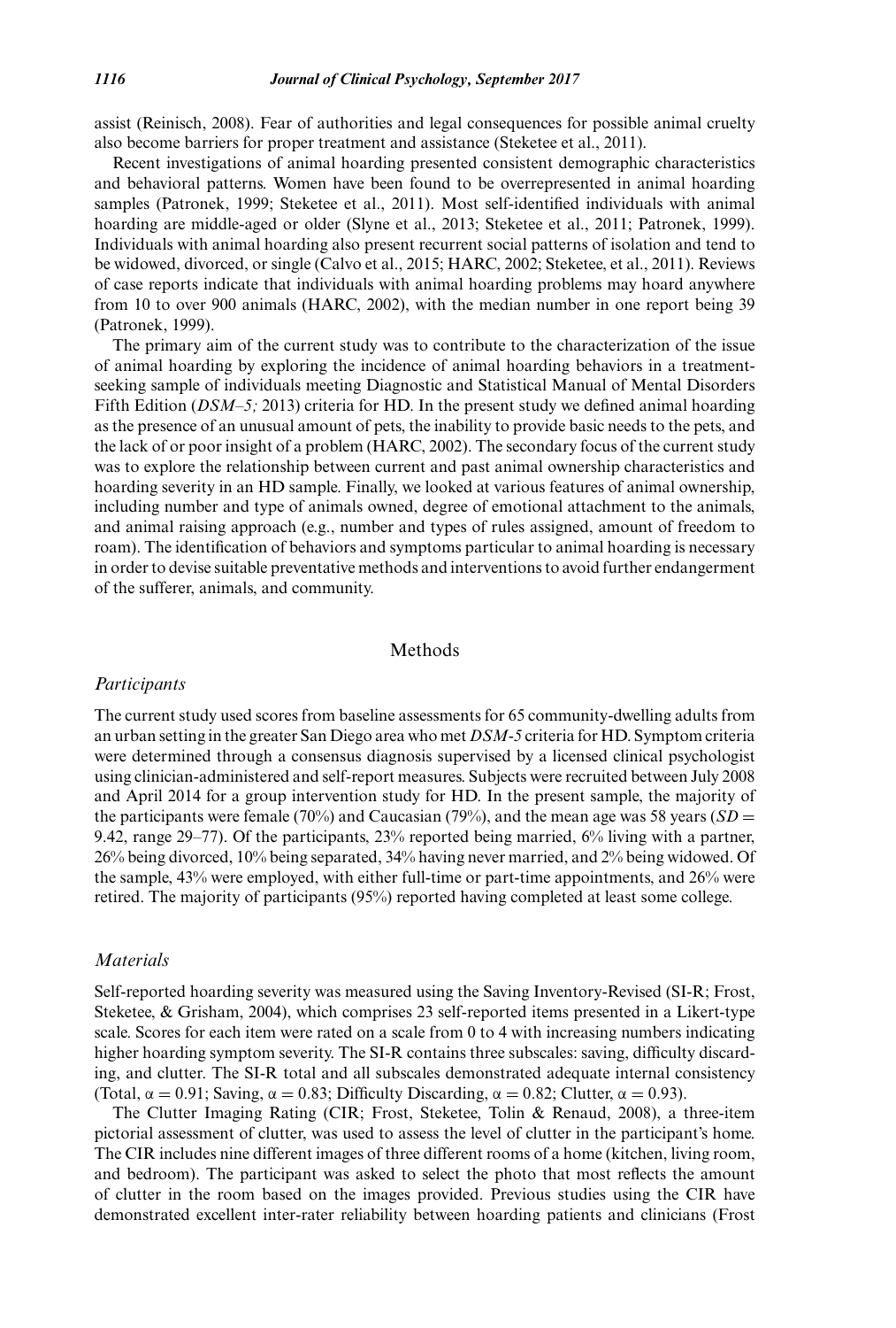assist (Reinisch, 2008). Fear of authorities and legal consequences for possible animal cruelty also become barriers for proper treatment and assistance (Steketee et al., 2011).

Recent investigations of animal hoarding presented consistent demographic characteristics and behavioral patterns. Women have been found to be overrepresented in animal hoarding samples (Patronek, 1999; Steketee et al., 2011). Most self-identified individuals with animal hoarding are middle-aged or older (Slyne et al., 2013; Steketee et al., 2011; Patronek, 1999). Individuals with animal hoarding also present recurrent social patterns of isolation and tend to be widowed, divorced, or single (Calvo et al., 2015; HARC, 2002; Steketee, et al., 2011). Reviews of case reports indicate that individuals with animal hoarding problems may hoard anywhere from 10 to over 900 animals (HARC, 2002), with the median number in one report being 39 (Patronek, 1999).

The primary aim of the current study was to contribute to the characterization of the issue of animal hoarding by exploring the incidence of animal hoarding behaviors in a treatment-seeking sample of individuals meeting Diagnostic and Statistical Manual of Mental Disorders Fifth Edition (*DSM–5;* 2013) criteria for HD. In the present study we defined animal hoarding as the presence of an unusual amount of pets, the inability to provide basic needs to the pets, and the lack of or poor insight of a problem (HARC, 2002). The secondary focus of the current study was to explore the relationship between current and past animal ownership characteristics and hoarding severity in an HD sample. Finally, we looked at various features of animal ownership, including number and type of animals owned, degree of emotional attachment to the animals, and animal raising approach (e.g., number and types of rules assigned, amount of freedom to roam). The identification of behaviors and symptoms particular to animal hoarding is necessary in order to devise suitable preventative methods and interventions to avoid further endangerment of the sufferer, animals, and community.

## Methods

### *Participants*

The current study used scores from baseline assessments for 65 community-dwelling adults from an urban setting in the greater San Diego area who met *DSM-5* criteria for HD. Symptom criteria were determined through a consensus diagnosis supervised by a licensed clinical psychologist using clinician-administered and self-report measures. Subjects were recruited between July 2008 and April 2014 for a group intervention study for HD. In the present sample, the majority of the participants were female (70%) and Caucasian (79%), and the mean age was 58 years ($SD$ = 9.42, range 29–77). Of the participants, 23% reported being married, 6% living with a partner, 26% being divorced, 10% being separated, 34% having never married, and 2% being widowed. Of the sample, 43% were employed, with either full-time or part-time appointments, and 26% were retired. The majority of participants (95%) reported having completed at least some college.

### *Materials*

Self-reported hoarding severity was measured using the Saving Inventory-Revised (SI-R; Frost, Steketee, & Grisham, 2004), which comprises 23 self-reported items presented in a Likert-type scale. Scores for each item were rated on a scale from 0 to 4 with increasing numbers indicating higher hoarding symptom severity. The SI-R contains three subscales: saving, difficulty discarding, and clutter. The SI-R total and all subscales demonstrated adequate internal consistency (Total, $\alpha = 0.91$; Saving, $\alpha = 0.83$; Difficulty Discarding, $\alpha = 0.82$; Clutter, $\alpha = 0.93$).

The Clutter Imaging Rating (CIR; Frost, Steketee, Tolin & Renaud, 2008), a three-item pictorial assessment of clutter, was used to assess the level of clutter in the participant's home. The CIR includes nine different images of three different rooms of a home (kitchen, living room, and bedroom). The participant was asked to select the photo that most reflects the amount of clutter in the room based on the images provided. Previous studies using the CIR have demonstrated excellent inter-rater reliability between hoarding patients and clinicians (Frost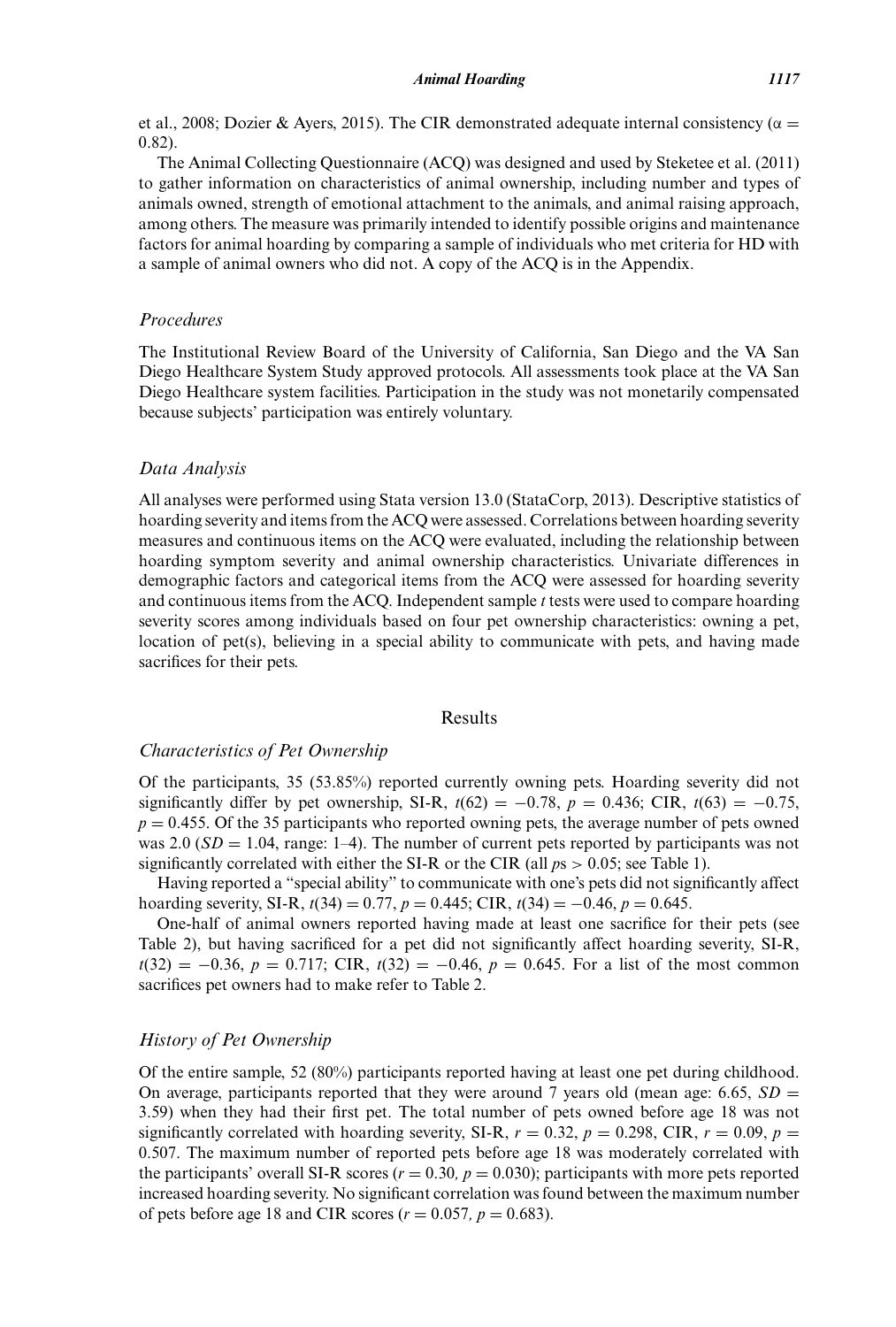et al., 2008; Dozier & Ayers, 2015). The CIR demonstrated adequate internal consistency ($\alpha = 0.82$).

The Animal Collecting Questionnaire (ACQ) was designed and used by Steketee et al. (2011) to gather information on characteristics of animal ownership, including number and types of animals owned, strength of emotional attachment to the animals, and animal raising approach, among others. The measure was primarily intended to identify possible origins and maintenance factors for animal hoarding by comparing a sample of individuals who met criteria for HD with a sample of animal owners who did not. A copy of the ACQ is in the Appendix.

### *Procedures*

The Institutional Review Board of the University of California, San Diego and the VA San Diego Healthcare System Study approved protocols. All assessments took place at the VA San Diego Healthcare system facilities. Participation in the study was not monetarily compensated because subjects' participation was entirely voluntary.

### *Data Analysis*

All analyses were performed using Stata version 13.0 (StataCorp, 2013). Descriptive statistics of hoarding severity and items from the ACQ were assessed. Correlations between hoarding severity measures and continuous items on the ACQ were evaluated, including the relationship between hoarding symptom severity and animal ownership characteristics. Univariate differences in demographic factors and categorical items from the ACQ were assessed for hoarding severity and continuous items from the ACQ. Independent sample *t* tests were used to compare hoarding severity scores among individuals based on four pet ownership characteristics: owning a pet, location of pet(s), believing in a special ability to communicate with pets, and having made sacrifices for their pets.

## Results

### *Characteristics of Pet Ownership*

Of the participants, 35 (53.85%) reported currently owning pets. Hoarding severity did not significantly differ by pet ownership, SI-R, $t(62) = -0.78$, $p = 0.436$; CIR, $t(63) = -0.75$, $p = 0.455$. Of the 35 participants who reported owning pets, the average number of pets owned was 2.0 ($SD = 1.04$, range: 1–4). The number of current pets reported by participants was not significantly correlated with either the SI-R or the CIR (all $ps > 0.05$; see Table 1).

Having reported a "special ability" to communicate with one's pets did not significantly affect hoarding severity, SI-R, $t(34) = 0.77$, $p = 0.445$; CIR, $t(34) = -0.46$, $p = 0.645$.

One-half of animal owners reported having made at least one sacrifice for their pets (see Table 2), but having sacrificed for a pet did not significantly affect hoarding severity, SI-R, $t(32) = -0.36$, $p = 0.717$; CIR, $t(32) = -0.46$, $p = 0.645$. For a list of the most common sacrifices pet owners had to make refer to Table 2.

### *History of Pet Ownership*

Of the entire sample, 52 (80%) participants reported having at least one pet during childhood. On average, participants reported that they were around 7 years old (mean age: 6.65, $SD = 3.59$) when they had their first pet. The total number of pets owned before age 18 was not significantly correlated with hoarding severity, SI-R, $r = 0.32$, $p = 0.298$, CIR, $r = 0.09$, $p = 0.507$. The maximum number of reported pets before age 18 was moderately correlated with the participants' overall SI-R scores ($r = 0.30$, $p = 0.030$); participants with more pets reported increased hoarding severity. No significant correlation was found between the maximum number of pets before age 18 and CIR scores ($r = 0.057$, $p = 0.683$).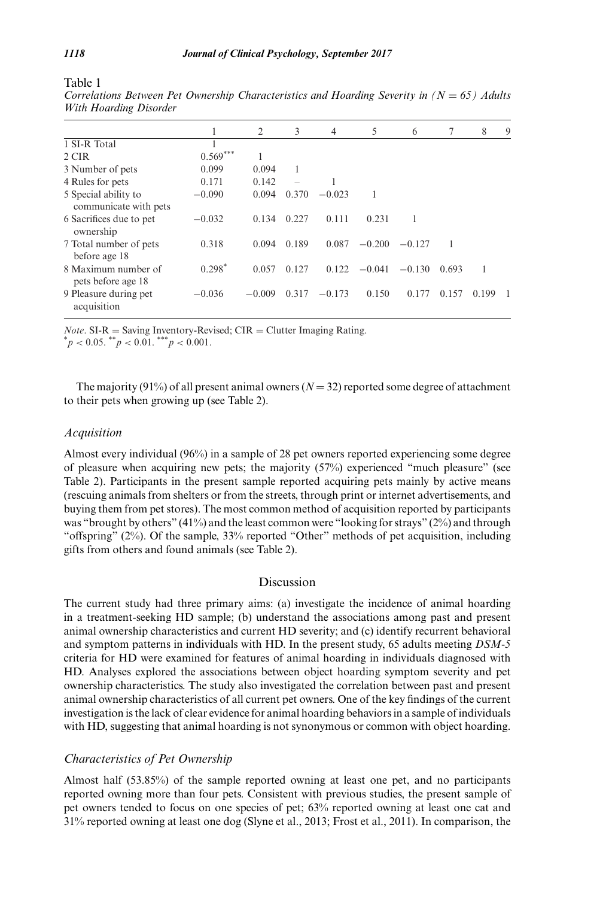Table 1

*Correlations Between Pet Ownership Characteristics and Hoarding Severity in (N = 65) Adults With Hoarding Disorder*

| | 1 | 2 | 3 | 4 | 5 | 6 | 7 | 8 | 9 |
|---|---|---|---|---|---|---|---|---|---|
| 1 SI-R Total | 1 | | | | | | | | |
| 2 CIR | 0.569*** | 1 | | | | | | | |
| 3 Number of pets | 0.099 | 0.094 | 1 | | | | | | |
| 4 Rules for pets | 0.171 | 0.142 | – | 1 | | | | | |
| 5 Special ability to communicate with pets | −0.090 | 0.094 | 0.370 | −0.023 | 1 | | | | |
| 6 Sacrifices due to pet ownership | −0.032 | 0.134 | 0.227 | 0.111 | 0.231 | 1 | | | |
| 7 Total number of pets before age 18 | 0.318 | 0.094 | 0.189 | 0.087 | −0.200 | −0.127 | 1 | | |
| 8 Maximum number of pets before age 18 | 0.298* | 0.057 | 0.127 | 0.122 | −0.041 | −0.130 | 0.693 | 1 | |
| 9 Pleasure during pet acquisition | −0.036 | −0.009 | 0.317 | −0.173 | 0.150 | 0.177 | 0.157 | 0.199 | 1 |

*Note*. SI-R = Saving Inventory-Revised; CIR = Clutter Imaging Rating.
*$p < 0.05$. **$p < 0.01$. ***$p < 0.001$.

The majority (91%) of all present animal owners ($N = 32$) reported some degree of attachment to their pets when growing up (see Table 2).

### *Acquisition*

Almost every individual (96%) in a sample of 28 pet owners reported experiencing some degree of pleasure when acquiring new pets; the majority (57%) experienced "much pleasure" (see Table 2). Participants in the present sample reported acquiring pets mainly by active means (rescuing animals from shelters or from the streets, through print or internet advertisements, and buying them from pet stores). The most common method of acquisition reported by participants was "brought by others" (41%) and the least common were "looking for strays" (2%) and through "offspring" (2%). Of the sample, 33% reported "Other" methods of pet acquisition, including gifts from others and found animals (see Table 2).

## Discussion

The current study had three primary aims: (a) investigate the incidence of animal hoarding in a treatment-seeking HD sample; (b) understand the associations among past and present animal ownership characteristics and current HD severity; and (c) identify recurrent behavioral and symptom patterns in individuals with HD. In the present study, 65 adults meeting *DSM-5* criteria for HD were examined for features of animal hoarding in individuals diagnosed with HD. Analyses explored the associations between object hoarding symptom severity and pet ownership characteristics. The study also investigated the correlation between past and present animal ownership characteristics of all current pet owners. One of the key findings of the current investigation is the lack of clear evidence for animal hoarding behaviors in a sample of individuals with HD, suggesting that animal hoarding is not synonymous or common with object hoarding.

### *Characteristics of Pet Ownership*

Almost half (53.85%) of the sample reported owning at least one pet, and no participants reported owning more than four pets. Consistent with previous studies, the present sample of pet owners tended to focus on one species of pet; 63% reported owning at least one cat and 31% reported owning at least one dog (Slyne et al., 2013; Frost et al., 2011). In comparison, the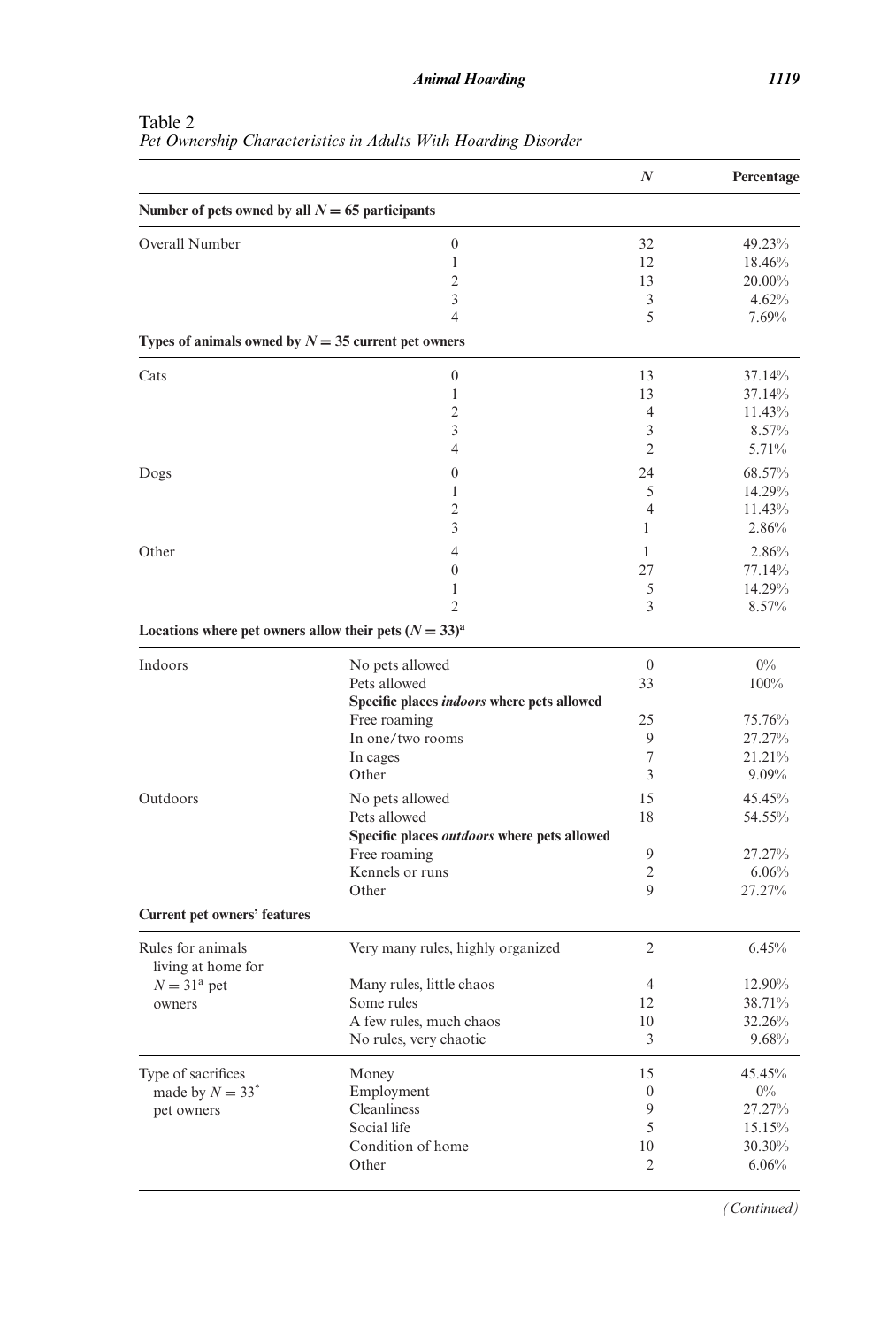Table 2
*Pet Ownership Characteristics in Adults With Hoarding Disorder*

| | | N | Percentage |
|---|---|---|---|
| **Number of pets owned by all $N = 65$ participants** | | | |
| Overall Number | 0 | 32 | 49.23% |
| | 1 | 12 | 18.46% |
| | 2 | 13 | 20.00% |
| | 3 | 3 | 4.62% |
| | 4 | 5 | 7.69% |
| **Types of animals owned by $N = 35$ current pet owners** | | | |
| Cats | 0 | 13 | 37.14% |
| | 1 | 13 | 37.14% |
| | 2 | 4 | 11.43% |
| | 3 | 3 | 8.57% |
| | 4 | 2 | 5.71% |
| Dogs | 0 | 24 | 68.57% |
| | 1 | 5 | 14.29% |
| | 2 | 4 | 11.43% |
| | 3 | 1 | 2.86% |
| Other | 4 | 1 | 2.86% |
| | 0 | 27 | 77.14% |
| | 1 | 5 | 14.29% |
| | 2 | 3 | 8.57% |
| **Locations where pet owners allow their pets ($N = 33$)[a]** | | | |
| Indoors | No pets allowed | 0 | 0% |
| | Pets allowed | 33 | 100% |
| | **Specific places *indoors* where pets allowed** | | |
| | Free roaming | 25 | 75.76% |
| | In one/two rooms | 9 | 27.27% |
| | In cages | 7 | 21.21% |
| | Other | 3 | 9.09% |
| Outdoors | No pets allowed | 15 | 45.45% |
| | Pets allowed | 18 | 54.55% |
| | **Specific places *outdoors* where pets allowed** | | |
| | Free roaming | 9 | 27.27% |
| | Kennels or runs | 2 | 6.06% |
| | Other | 9 | 27.27% |
| **Current pet owners' features** | | | |
| Rules for animals living at home for $N = 31$[a] pet owners | Very many rules, highly organized | 2 | 6.45% |
| | Many rules, little chaos | 4 | 12.90% |
| | Some rules | 12 | 38.71% |
| | A few rules, much chaos | 10 | 32.26% |
| | No rules, very chaotic | 3 | 9.68% |
| Type of sacrifices made by $N = 33$* pet owners | Money | 15 | 45.45% |
| | Employment | 0 | 0% |
| | Cleanliness | 9 | 27.27% |
| | Social life | 5 | 15.15% |
| | Condition of home | 10 | 30.30% |
| | Other | 2 | 6.06% |

*(Continued)*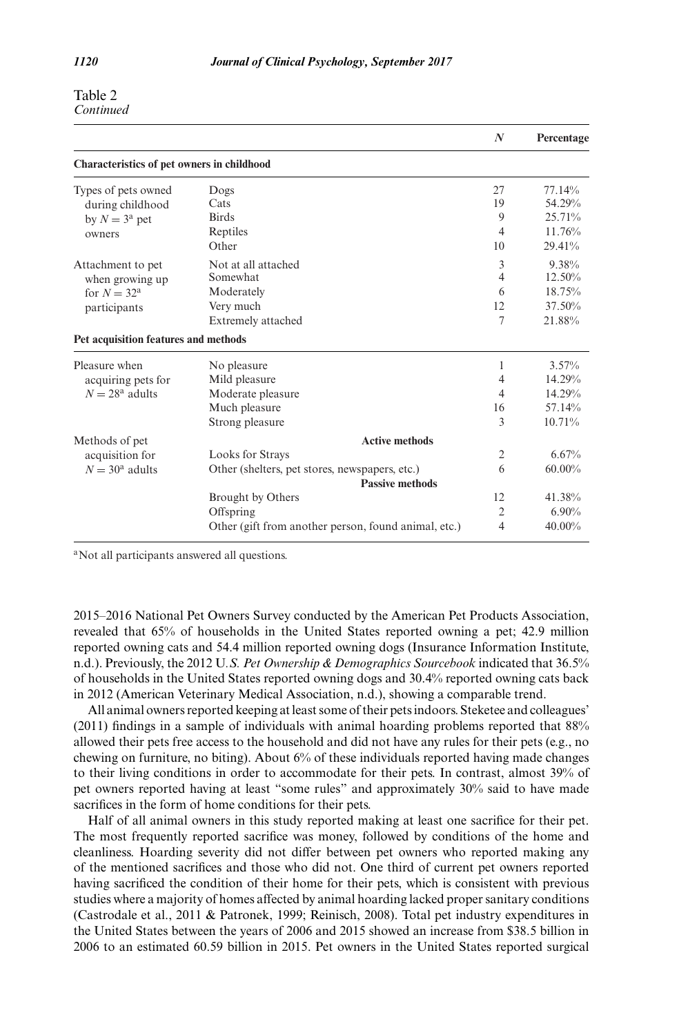Table 2
*Continued*

| | | $N$ | Percentage |
|---|---|---|---|
| **Characteristics of pet owners in childhood** | | | |
| Types of pets owned during childhood by $N = 3^{a}$ pet owners | Dogs | 27 | 77.14% |
| | Cats | 19 | 54.29% |
| | Birds | 9 | 25.71% |
| | Reptiles | 4 | 11.76% |
| | Other | 10 | 29.41% |
| Attachment to pet when growing up for $N = 32^{a}$ participants | Not at all attached | 3 | 9.38% |
| | Somewhat | 4 | 12.50% |
| | Moderately | 6 | 18.75% |
| | Very much | 12 | 37.50% |
| | Extremely attached | 7 | 21.88% |
| **Pet acquisition features and methods** | | | |
| Pleasure when acquiring pets for $N = 28^{a}$ adults | No pleasure | 1 | 3.57% |
| | Mild pleasure | 4 | 14.29% |
| | Moderate pleasure | 4 | 14.29% |
| | Much pleasure | 16 | 57.14% |
| | Strong pleasure | 3 | 10.71% |
| Methods of pet acquisition for $N = 30^{a}$ adults | **Active methods** | | |
| | Looks for Strays | 2 | 6.67% |
| | Other (shelters, pet stores, newspapers, etc.) | 6 | 60.00% |
| | **Passive methods** | | |
| | Brought by Others | 12 | 41.38% |
| | Offspring | 2 | 6.90% |
| | Other (gift from another person, found animal, etc.) | 4 | 40.00% |

[a]Not all participants answered all questions.

2015–2016 National Pet Owners Survey conducted by the American Pet Products Association, revealed that 65% of households in the United States reported owning a pet; 42.9 million reported owning cats and 54.4 million reported owning dogs (Insurance Information Institute, n.d.). Previously, the 2012 U.*S. Pet Ownership & Demographics Sourcebook* indicated that 36.5% of households in the United States reported owning dogs and 30.4% reported owning cats back in 2012 (American Veterinary Medical Association, n.d.), showing a comparable trend.

All animal owners reported keeping at least some of their pets indoors. Steketee and colleagues' (2011) findings in a sample of individuals with animal hoarding problems reported that 88% allowed their pets free access to the household and did not have any rules for their pets (e.g., no chewing on furniture, no biting). About 6% of these individuals reported having made changes to their living conditions in order to accommodate for their pets. In contrast, almost 39% of pet owners reported having at least "some rules" and approximately 30% said to have made sacrifices in the form of home conditions for their pets.

Half of all animal owners in this study reported making at least one sacrifice for their pet. The most frequently reported sacrifice was money, followed by conditions of the home and cleanliness. Hoarding severity did not differ between pet owners who reported making any of the mentioned sacrifices and those who did not. One third of current pet owners reported having sacrificed the condition of their home for their pets, which is consistent with previous studies where a majority of homes affected by animal hoarding lacked proper sanitary conditions (Castrodale et al., 2011 & Patronek, 1999; Reinisch, 2008). Total pet industry expenditures in the United States between the years of 2006 and 2015 showed an increase from $38.5 billion in 2006 to an estimated 60.59 billion in 2015. Pet owners in the United States reported surgical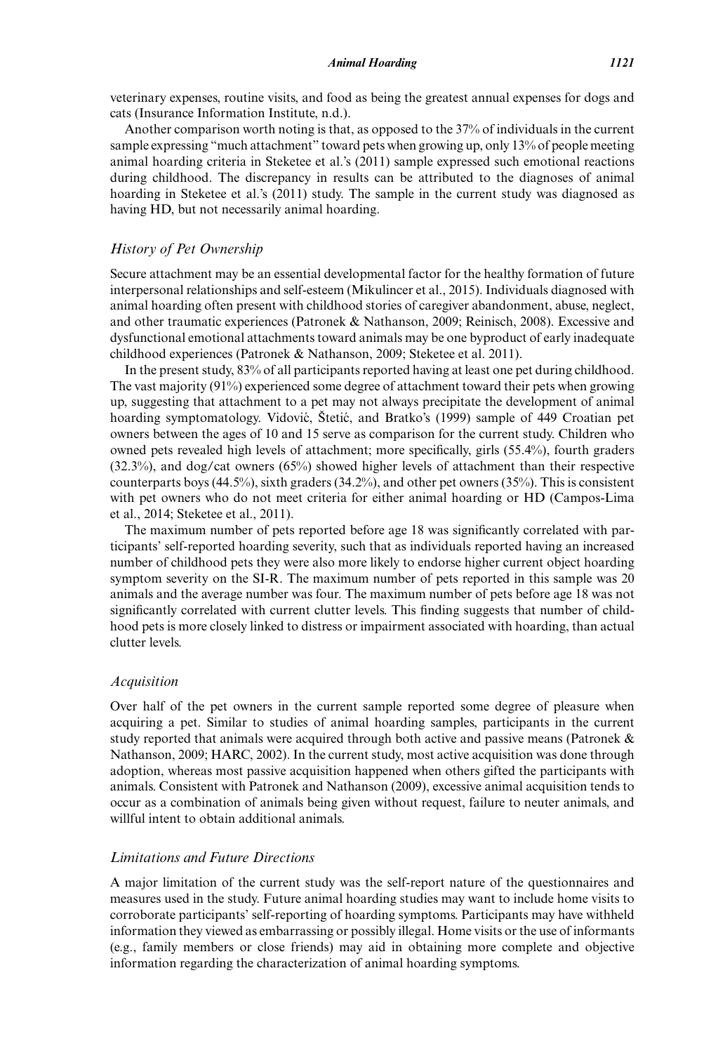veterinary expenses, routine visits, and food as being the greatest annual expenses for dogs and cats (Insurance Information Institute, n.d.).

Another comparison worth noting is that, as opposed to the 37% of individuals in the current sample expressing "much attachment" toward pets when growing up, only 13% of people meeting animal hoarding criteria in Steketee et al.'s (2011) sample expressed such emotional reactions during childhood. The discrepancy in results can be attributed to the diagnoses of animal hoarding in Steketee et al.'s (2011) study. The sample in the current study was diagnosed as having HD, but not necessarily animal hoarding.

### *History of Pet Ownership*

Secure attachment may be an essential developmental factor for the healthy formation of future interpersonal relationships and self-esteem (Mikulincer et al., 2015). Individuals diagnosed with animal hoarding often present with childhood stories of caregiver abandonment, abuse, neglect, and other traumatic experiences (Patronek & Nathanson, 2009; Reinisch, 2008). Excessive and dysfunctional emotional attachments toward animals may be one byproduct of early inadequate childhood experiences (Patronek & Nathanson, 2009; Steketee et al. 2011).

In the present study, 83% of all participants reported having at least one pet during childhood. The vast majority (91%) experienced some degree of attachment toward their pets when growing up, suggesting that attachment to a pet may not always precipitate the development of animal hoarding symptomatology. Vidović, Štetić, and Bratko's (1999) sample of 449 Croatian pet owners between the ages of 10 and 15 serve as comparison for the current study. Children who owned pets revealed high levels of attachment; more specifically, girls (55.4%), fourth graders (32.3%), and dog/cat owners (65%) showed higher levels of attachment than their respective counterparts boys (44.5%), sixth graders (34.2%), and other pet owners (35%). This is consistent with pet owners who do not meet criteria for either animal hoarding or HD (Campos-Lima et al., 2014; Steketee et al., 2011).

The maximum number of pets reported before age 18 was significantly correlated with participants' self-reported hoarding severity, such that as individuals reported having an increased number of childhood pets they were also more likely to endorse higher current object hoarding symptom severity on the SI-R. The maximum number of pets reported in this sample was 20 animals and the average number was four. The maximum number of pets before age 18 was not significantly correlated with current clutter levels. This finding suggests that number of childhood pets is more closely linked to distress or impairment associated with hoarding, than actual clutter levels.

### *Acquisition*

Over half of the pet owners in the current sample reported some degree of pleasure when acquiring a pet. Similar to studies of animal hoarding samples, participants in the current study reported that animals were acquired through both active and passive means (Patronek & Nathanson, 2009; HARC, 2002). In the current study, most active acquisition was done through adoption, whereas most passive acquisition happened when others gifted the participants with animals. Consistent with Patronek and Nathanson (2009), excessive animal acquisition tends to occur as a combination of animals being given without request, failure to neuter animals, and willful intent to obtain additional animals.

### *Limitations and Future Directions*

A major limitation of the current study was the self-report nature of the questionnaires and measures used in the study. Future animal hoarding studies may want to include home visits to corroborate participants' self-reporting of hoarding symptoms. Participants may have withheld information they viewed as embarrassing or possibly illegal. Home visits or the use of informants (e.g., family members or close friends) may aid in obtaining more complete and objective information regarding the characterization of animal hoarding symptoms.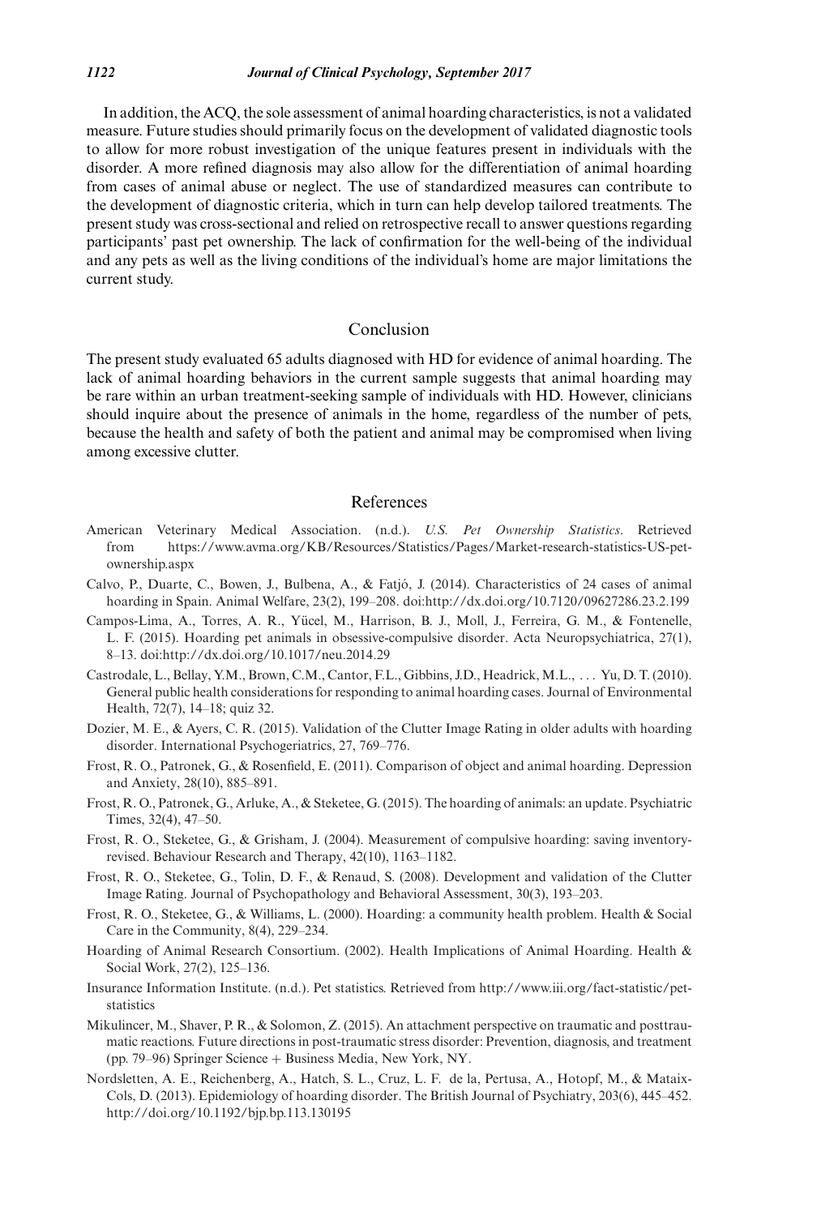In addition, the ACQ, the sole assessment of animal hoarding characteristics, is not a validated measure. Future studies should primarily focus on the development of validated diagnostic tools to allow for more robust investigation of the unique features present in individuals with the disorder. A more refined diagnosis may also allow for the differentiation of animal hoarding from cases of animal abuse or neglect. The use of standardized measures can contribute to the development of diagnostic criteria, which in turn can help develop tailored treatments. The present study was cross-sectional and relied on retrospective recall to answer questions regarding participants' past pet ownership. The lack of confirmation for the well-being of the individual and any pets as well as the living conditions of the individual's home are major limitations the current study.

## Conclusion

The present study evaluated 65 adults diagnosed with HD for evidence of animal hoarding. The lack of animal hoarding behaviors in the current sample suggests that animal hoarding may be rare within an urban treatment-seeking sample of individuals with HD. However, clinicians should inquire about the presence of animals in the home, regardless of the number of pets, because the health and safety of both the patient and animal may be compromised when living among excessive clutter.

## References

American Veterinary Medical Association. (n.d.). *U.S. Pet Ownership Statistics*. Retrieved from https://www.avma.org/KB/Resources/Statistics/Pages/Market-research-statistics-US-pet-ownership.aspx

Calvo, P., Duarte, C., Bowen, J., Bulbena, A., & Fatjó, J. (2014). Characteristics of 24 cases of animal hoarding in Spain. Animal Welfare, 23(2), 199–208. doi:http://dx.doi.org/10.7120/09627286.23.2.199

Campos-Lima, A., Torres, A. R., Yücel, M., Harrison, B. J., Moll, J., Ferreira, G. M., & Fontenelle, L. F. (2015). Hoarding pet animals in obsessive-compulsive disorder. Acta Neuropsychiatrica, 27(1), 8–13. doi:http://dx.doi.org/10.1017/neu.2014.29

Castrodale, L., Bellay, Y.M., Brown, C.M., Cantor, F.L., Gibbins, J.D., Headrick, M.L., . . . Yu, D. T. (2010). General public health considerations for responding to animal hoarding cases. Journal of Environmental Health, 72(7), 14–18; quiz 32.

Dozier, M. E., & Ayers, C. R. (2015). Validation of the Clutter Image Rating in older adults with hoarding disorder. International Psychogeriatrics, 27, 769–776.

Frost, R. O., Patronek, G., & Rosenfield, E. (2011). Comparison of object and animal hoarding. Depression and Anxiety, 28(10), 885–891.

Frost, R. O., Patronek, G., Arluke, A., & Steketee, G. (2015). The hoarding of animals: an update. Psychiatric Times, 32(4), 47–50.

Frost, R. O., Steketee, G., & Grisham, J. (2004). Measurement of compulsive hoarding: saving inventory-revised. Behaviour Research and Therapy, 42(10), 1163–1182.

Frost, R. O., Steketee, G., Tolin, D. F., & Renaud, S. (2008). Development and validation of the Clutter Image Rating. Journal of Psychopathology and Behavioral Assessment, 30(3), 193–203.

Frost, R. O., Steketee, G., & Williams, L. (2000). Hoarding: a community health problem. Health & Social Care in the Community, 8(4), 229–234.

Hoarding of Animal Research Consortium. (2002). Health Implications of Animal Hoarding. Health & Social Work, 27(2), 125–136.

Insurance Information Institute. (n.d.). Pet statistics. Retrieved from http://www.iii.org/fact-statistic/pet-statistics

Mikulincer, M., Shaver, P. R., & Solomon, Z. (2015). An attachment perspective on traumatic and posttraumatic reactions. Future directions in post-traumatic stress disorder: Prevention, diagnosis, and treatment (pp. 79–96) Springer Science + Business Media, New York, NY.

Nordsletten, A. E., Reichenberg, A., Hatch, S. L., Cruz, L. F. de la, Pertusa, A., Hotopf, M., & Mataix-Cols, D. (2013). Epidemiology of hoarding disorder. The British Journal of Psychiatry, 203(6), 445–452. http://doi.org/10.1192/bjp.bp.113.130195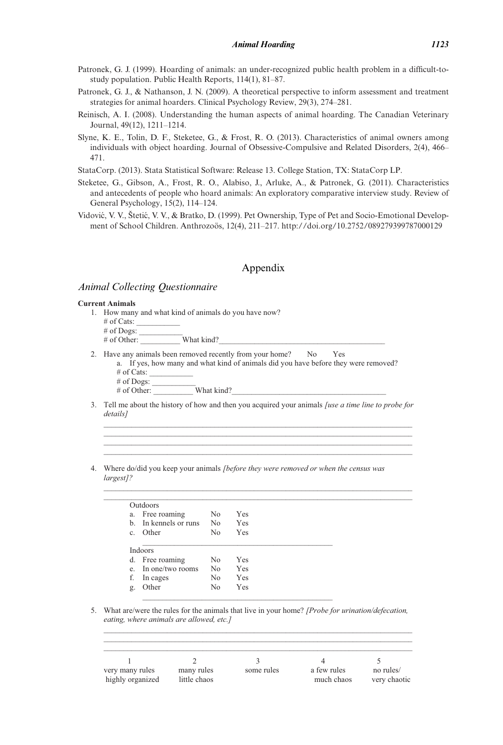Patronek, G. J. (1999). Hoarding of animals: an under-recognized public health problem in a difficult-to-study population. Public Health Reports, 114(1), 81–87.

Patronek, G. J., & Nathanson, J. N. (2009). A theoretical perspective to inform assessment and treatment strategies for animal hoarders. Clinical Psychology Review, 29(3), 274–281.

Reinisch, A. I. (2008). Understanding the human aspects of animal hoarding. The Canadian Veterinary Journal, 49(12), 1211–1214.

Slyne, K. E., Tolin, D. F., Steketee, G., & Frost, R. O. (2013). Characteristics of animal owners among individuals with object hoarding. Journal of Obsessive-Compulsive and Related Disorders, 2(4), 466–471.

StataCorp. (2013). Stata Statistical Software: Release 13. College Station, TX: StataCorp LP.

Steketee, G., Gibson, A., Frost, R. O., Alabiso, J., Arluke, A., & Patronek, G. (2011). Characteristics and antecedents of people who hoard animals: An exploratory comparative interview study. Review of General Psychology, 15(2), 114–124.

Vidović, V. V., Štetić, V. V., & Bratko, D. (1999). Pet Ownership, Type of Pet and Socio-Emotional Development of School Children. Anthrozoös, 12(4), 211–217. http://doi.org/10.2752/089279399787000129

# Appendix

## *Animal Collecting Questionnaire*

**Current Animals**

1. How many and what kind of animals do you have now?
   # of Cats: ___________
   # of Dogs: ___________
   # of Other: __________ What kind?__________________________________________

2. Have any animals been removed recently from your home? No Yes
   a. If yes, how many and what kind of animals did you have before they were removed?
   # of Cats: ___________
   # of Dogs: ___________
   # of Other: __________ What kind?_______________________________________

3. Tell me about the history of how and then you acquired your animals *[use a time line to probe for details]*
   ______________________________________________________________________________
   ______________________________________________________________________________
   ______________________________________________________________________________
   ______________________________________________________________________________

4. Where do/did you keep your animals *[before they were removed or when the census was largest]?*
   ______________________________________________________________________________
   ______________________________________________________________________________

   Outdoors
   a. Free roaming No Yes
   b. In kennels or runs No Yes
   c. Other No Yes
   ________________________________________________

   Indoors
   d. Free roaming No Yes
   e. In one/two rooms No Yes
   f. In cages No Yes
   g. Other No Yes
   ________________________________________________

5. What are/were the rules for the animals that live in your home? *[Probe for urination/defecation, eating, where animals are allowed, etc.]*
   ______________________________________________________________________________
   ______________________________________________________________________________
   ______________________________________________________________________________

| 1 | 2 | 3 | 4 | 5 |
| --- | --- | --- | --- | --- |
| very many rules highly organized | many rules little chaos | some rules | a few rules much chaos | no rules/ very chaotic |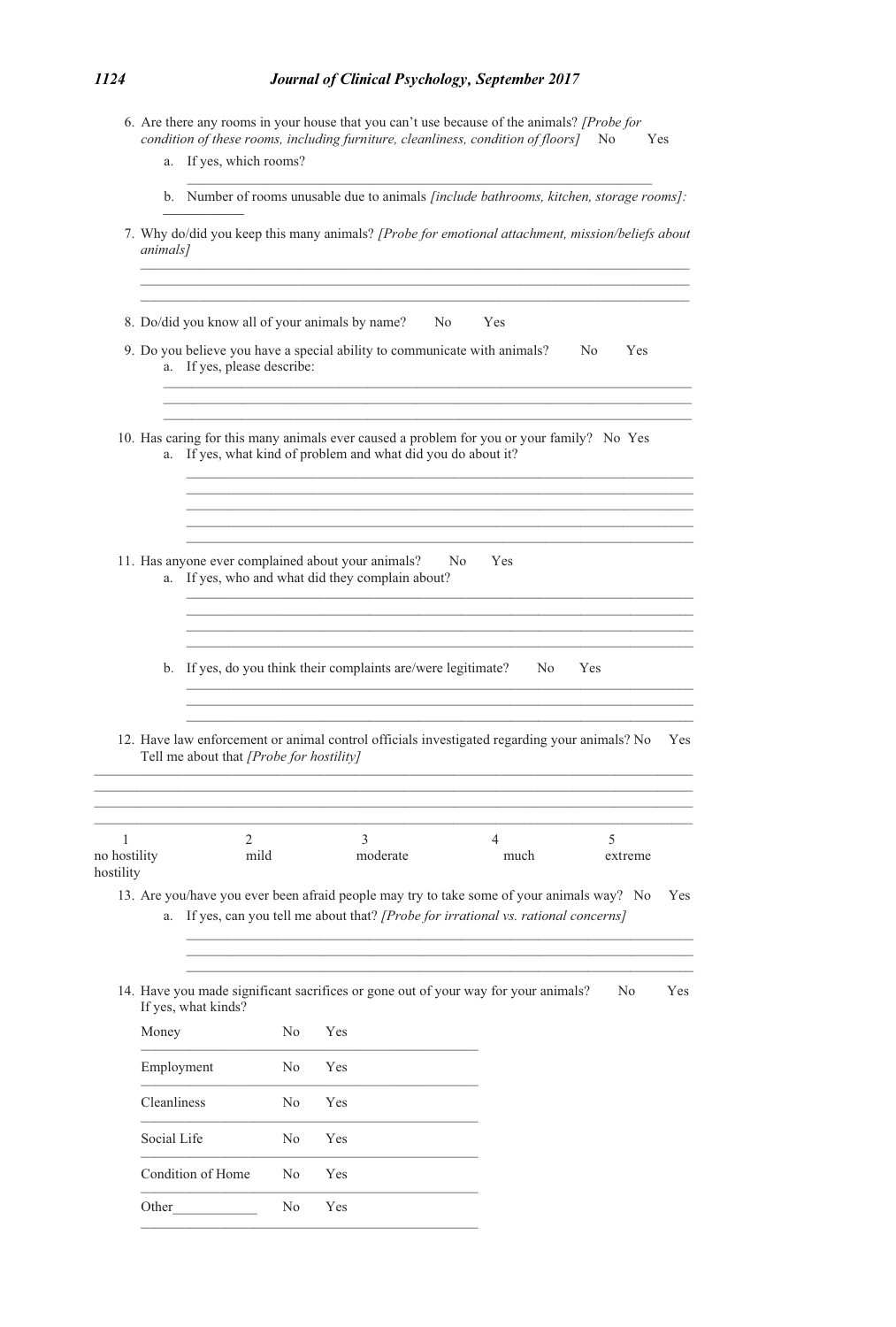6. Are there any rooms in your house that you can't use because of the animals? *[Probe for condition of these rooms, including furniture, cleanliness, condition of floors]* No Yes
   a. If yes, which rooms?
   \_\_\_\_\_\_\_\_\_\_\_\_\_\_\_\_\_\_\_\_\_\_\_\_\_\_\_\_\_\_\_\_\_\_\_\_\_\_\_\_\_\_\_\_\_\_\_\_\_\_\_\_\_\_\_\_
   b. Number of rooms unusable due to animals *[include bathrooms, kitchen, storage rooms]:* \_\_\_\_\_\_\_\_\_\_\_\_

7. Why do/did you keep this many animals? *[Probe for emotional attachment, mission/beliefs about animals]*
   \_\_\_\_\_\_\_\_\_\_\_\_\_\_\_\_\_\_\_\_\_\_\_\_\_\_\_\_\_\_\_\_\_\_\_\_\_\_\_\_\_\_\_\_\_\_\_\_\_\_\_\_\_\_\_\_\_\_\_\_\_\_\_\_\_\_\_\_\_\_
   \_\_\_\_\_\_\_\_\_\_\_\_\_\_\_\_\_\_\_\_\_\_\_\_\_\_\_\_\_\_\_\_\_\_\_\_\_\_\_\_\_\_\_\_\_\_\_\_\_\_\_\_\_\_\_\_\_\_\_\_\_\_\_\_\_\_\_\_\_\_
   \_\_\_\_\_\_\_\_\_\_\_\_\_\_\_\_\_\_\_\_\_\_\_\_\_\_\_\_\_\_\_\_\_\_\_\_\_\_\_\_\_\_\_\_\_\_\_\_\_\_\_\_\_\_\_\_\_\_\_\_\_\_\_\_\_\_\_\_\_\_

8. Do/did you know all of your animals by name? No Yes

9. Do you believe you have a special ability to communicate with animals? No Yes
   a. If yes, please describe:
   \_\_\_\_\_\_\_\_\_\_\_\_\_\_\_\_\_\_\_\_\_\_\_\_\_\_\_\_\_\_\_\_\_\_\_\_\_\_\_\_\_\_\_\_\_\_\_\_\_\_\_\_\_\_\_\_\_\_\_\_\_\_\_\_\_\_\_\_\_\_
   \_\_\_\_\_\_\_\_\_\_\_\_\_\_\_\_\_\_\_\_\_\_\_\_\_\_\_\_\_\_\_\_\_\_\_\_\_\_\_\_\_\_\_\_\_\_\_\_\_\_\_\_\_\_\_\_\_\_\_\_\_\_\_\_\_\_\_\_\_\_
   \_\_\_\_\_\_\_\_\_\_\_\_\_\_\_\_\_\_\_\_\_\_\_\_\_\_\_\_\_\_\_\_\_\_\_\_\_\_\_\_\_\_\_\_\_\_\_\_\_\_\_\_\_\_\_\_\_\_\_\_\_\_\_\_\_\_\_\_\_\_

10. Has caring for this many animals ever caused a problem for you or your family? No Yes
    a. If yes, what kind of problem and what did you do about it?
    \_\_\_\_\_\_\_\_\_\_\_\_\_\_\_\_\_\_\_\_\_\_\_\_\_\_\_\_\_\_\_\_\_\_\_\_\_\_\_\_\_\_\_\_\_\_\_\_\_\_\_\_\_\_\_\_\_\_\_\_\_\_\_\_\_\_
    \_\_\_\_\_\_\_\_\_\_\_\_\_\_\_\_\_\_\_\_\_\_\_\_\_\_\_\_\_\_\_\_\_\_\_\_\_\_\_\_\_\_\_\_\_\_\_\_\_\_\_\_\_\_\_\_\_\_\_\_\_\_\_\_\_\_
    \_\_\_\_\_\_\_\_\_\_\_\_\_\_\_\_\_\_\_\_\_\_\_\_\_\_\_\_\_\_\_\_\_\_\_\_\_\_\_\_\_\_\_\_\_\_\_\_\_\_\_\_\_\_\_\_\_\_\_\_\_\_\_\_\_\_
    \_\_\_\_\_\_\_\_\_\_\_\_\_\_\_\_\_\_\_\_\_\_\_\_\_\_\_\_\_\_\_\_\_\_\_\_\_\_\_\_\_\_\_\_\_\_\_\_\_\_\_\_\_\_\_\_\_\_\_\_\_\_\_\_\_\_
    \_\_\_\_\_\_\_\_\_\_\_\_\_\_\_\_\_\_\_\_\_\_\_\_\_\_\_\_\_\_\_\_\_\_\_\_\_\_\_\_\_\_\_\_\_\_\_\_\_\_\_\_\_\_\_\_\_\_\_\_\_\_\_\_\_\_

11. Has anyone ever complained about your animals? No Yes
    a. If yes, who and what did they complain about?
    \_\_\_\_\_\_\_\_\_\_\_\_\_\_\_\_\_\_\_\_\_\_\_\_\_\_\_\_\_\_\_\_\_\_\_\_\_\_\_\_\_\_\_\_\_\_\_\_\_\_\_\_\_\_\_\_\_\_\_\_\_\_\_\_\_\_
    \_\_\_\_\_\_\_\_\_\_\_\_\_\_\_\_\_\_\_\_\_\_\_\_\_\_\_\_\_\_\_\_\_\_\_\_\_\_\_\_\_\_\_\_\_\_\_\_\_\_\_\_\_\_\_\_\_\_\_\_\_\_\_\_\_\_
    \_\_\_\_\_\_\_\_\_\_\_\_\_\_\_\_\_\_\_\_\_\_\_\_\_\_\_\_\_\_\_\_\_\_\_\_\_\_\_\_\_\_\_\_\_\_\_\_\_\_\_\_\_\_\_\_\_\_\_\_\_\_\_\_\_\_
    \_\_\_\_\_\_\_\_\_\_\_\_\_\_\_\_\_\_\_\_\_\_\_\_\_\_\_\_\_\_\_\_\_\_\_\_\_\_\_\_\_\_\_\_\_\_\_\_\_\_\_\_\_\_\_\_\_\_\_\_\_\_\_\_\_\_

    b. If yes, do you think their complaints are/were legitimate? No Yes
    \_\_\_\_\_\_\_\_\_\_\_\_\_\_\_\_\_\_\_\_\_\_\_\_\_\_\_\_\_\_\_\_\_\_\_\_\_\_\_\_\_\_\_\_\_\_\_\_\_\_\_\_\_\_\_\_\_\_\_\_\_\_\_\_\_\_
    \_\_\_\_\_\_\_\_\_\_\_\_\_\_\_\_\_\_\_\_\_\_\_\_\_\_\_\_\_\_\_\_\_\_\_\_\_\_\_\_\_\_\_\_\_\_\_\_\_\_\_\_\_\_\_\_\_\_\_\_\_\_\_\_\_\_
    \_\_\_\_\_\_\_\_\_\_\_\_\_\_\_\_\_\_\_\_\_\_\_\_\_\_\_\_\_\_\_\_\_\_\_\_\_\_\_\_\_\_\_\_\_\_\_\_\_\_\_\_\_\_\_\_\_\_\_\_\_\_\_\_\_\_

12. Have law enforcement or animal control officials investigated regarding your animals? No Yes
    Tell me about that *[Probe for hostility]*

\_\_\_\_\_\_\_\_\_\_\_\_\_\_\_\_\_\_\_\_\_\_\_\_\_\_\_\_\_\_\_\_\_\_\_\_\_\_\_\_\_\_\_\_\_\_\_\_\_\_\_\_\_\_\_\_\_\_\_\_\_\_\_\_\_\_\_\_\_\_\_\_\_\_\_\_
\_\_\_\_\_\_\_\_\_\_\_\_\_\_\_\_\_\_\_\_\_\_\_\_\_\_\_\_\_\_\_\_\_\_\_\_\_\_\_\_\_\_\_\_\_\_\_\_\_\_\_\_\_\_\_\_\_\_\_\_\_\_\_\_\_\_\_\_\_\_\_\_\_\_\_\_
\_\_\_\_\_\_\_\_\_\_\_\_\_\_\_\_\_\_\_\_\_\_\_\_\_\_\_\_\_\_\_\_\_\_\_\_\_\_\_\_\_\_\_\_\_\_\_\_\_\_\_\_\_\_\_\_\_\_\_\_\_\_\_\_\_\_\_\_\_\_\_\_\_\_\_\_
\_\_\_\_\_\_\_\_\_\_\_\_\_\_\_\_\_\_\_\_\_\_\_\_\_\_\_\_\_\_\_\_\_\_\_\_\_\_\_\_\_\_\_\_\_\_\_\_\_\_\_\_\_\_\_\_\_\_\_\_\_\_\_\_\_\_\_\_\_\_\_\_\_\_\_\_

| 1 | 2 | 3 | 4 | 5 |
|---|---|---|---|---|
| no hostility | mild hostility | moderate | much | extreme |

13. Are you/have you ever been afraid people may try to take some of your animals way? No Yes
    a. If yes, can you tell me about that? *[Probe for irrational vs. rational concerns]*
    \_\_\_\_\_\_\_\_\_\_\_\_\_\_\_\_\_\_\_\_\_\_\_\_\_\_\_\_\_\_\_\_\_\_\_\_\_\_\_\_\_\_\_\_\_\_\_\_\_\_\_\_\_\_\_\_\_\_\_\_\_\_\_\_\_\_
    \_\_\_\_\_\_\_\_\_\_\_\_\_\_\_\_\_\_\_\_\_\_\_\_\_\_\_\_\_\_\_\_\_\_\_\_\_\_\_\_\_\_\_\_\_\_\_\_\_\_\_\_\_\_\_\_\_\_\_\_\_\_\_\_\_\_
    \_\_\_\_\_\_\_\_\_\_\_\_\_\_\_\_\_\_\_\_\_\_\_\_\_\_\_\_\_\_\_\_\_\_\_\_\_\_\_\_\_\_\_\_\_\_\_\_\_\_\_\_\_\_\_\_\_\_\_\_\_\_\_\_\_\_

14. Have you made significant sacrifices or gone out of your way for your animals? No Yes
    If yes, what kinds?

| | | |
|---|---|---|
| Money | No | Yes |
| Employment | No | Yes |
| Cleanliness | No | Yes |
| Social Life | No | Yes |
| Condition of Home | No | Yes |
| Other\_\_\_\_\_\_\_\_\_\_\_\_ | No | Yes |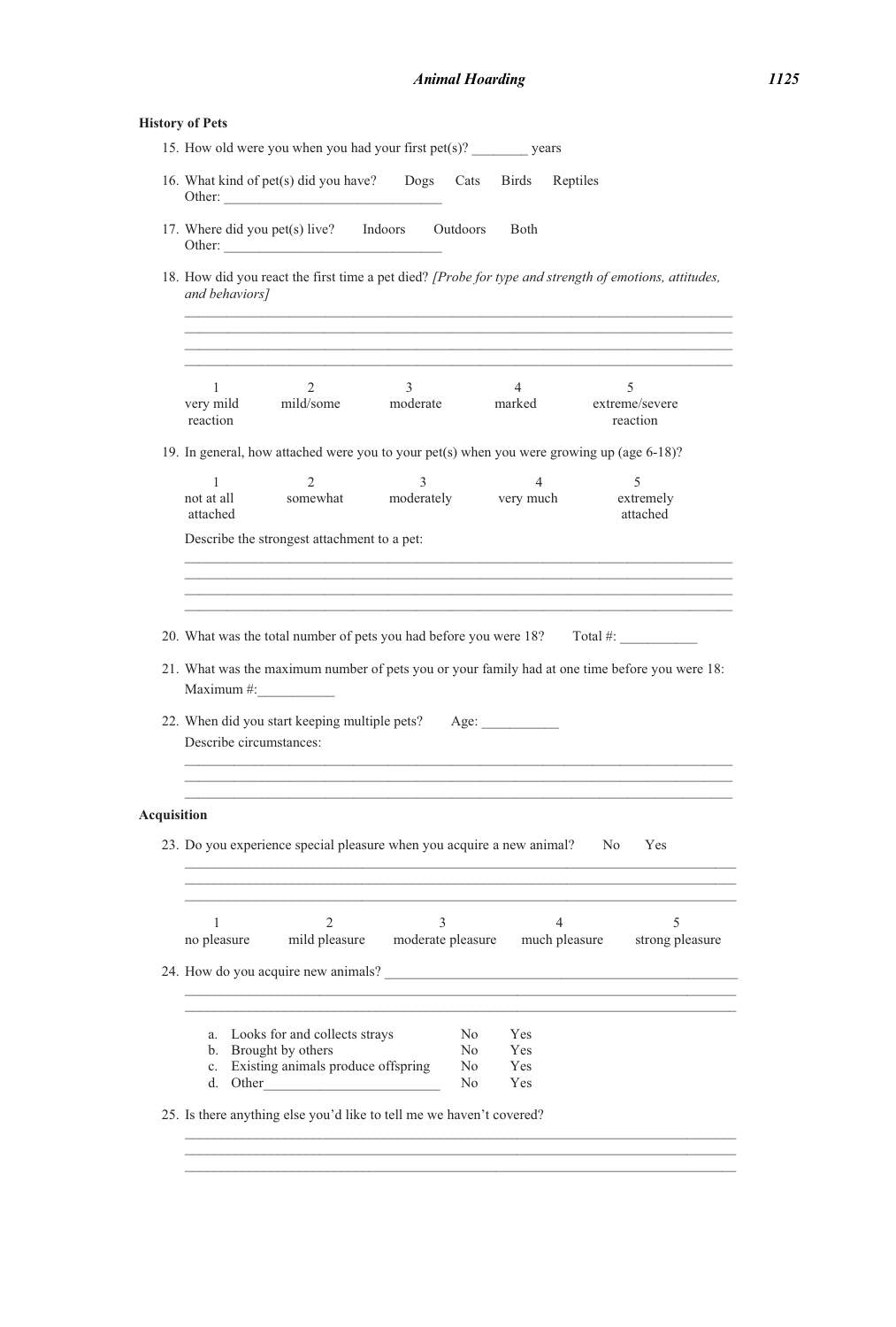**History of Pets**

15. How old were you when you had your first pet(s)? ________ years

16. What kind of pet(s) did you have? Dogs Cats Birds Reptiles
    Other: ______________________________

17. Where did you pet(s) live? Indoors Outdoors Both
    Other: ______________________________

18. How did you react the first time a pet died? *[Probe for type and strength of emotions, attitudes, and behaviors]*
    ______________________________________________________________________________
    ______________________________________________________________________________
    ______________________________________________________________________________
    ______________________________________________________________________________

| 1 | 2 | 3 | 4 | 5 |
|---|---|---|---|---|
| very mild reaction | mild/some | moderate | marked | extreme/severe reaction |

19. In general, how attached were you to your pet(s) when you were growing up (age 6-18)?

| 1 | 2 | 3 | 4 | 5 |
|---|---|---|---|---|
| not at all attached | somewhat | moderately | very much | extremely attached |

    Describe the strongest attachment to a pet:
    ______________________________________________________________________________
    ______________________________________________________________________________
    ______________________________________________________________________________
    ______________________________________________________________________________

20. What was the total number of pets you had before you were 18? Total #: ___________

21. What was the maximum number of pets you or your family had at one time before you were 18:
    Maximum #:___________

22. When did you start keeping multiple pets? Age: ___________
    Describe circumstances:
    ______________________________________________________________________________
    ______________________________________________________________________________
    ______________________________________________________________________________

**Acquisition**

23. Do you experience special pleasure when you acquire a new animal? No Yes
    ______________________________________________________________________________
    ______________________________________________________________________________
    ______________________________________________________________________________

| 1 | 2 | 3 | 4 | 5 |
|---|---|---|---|---|
| no pleasure | mild pleasure | moderate pleasure | much pleasure | strong pleasure |

24. How do you acquire new animals? ___________________________________________________
    ______________________________________________________________________________
    ______________________________________________________________________________

    a. Looks for and collects strays No Yes
    b. Brought by others No Yes
    c. Existing animals produce offspring No Yes
    d. Other_________________________ No Yes

25. Is there anything else you'd like to tell me we haven't covered?
    ______________________________________________________________________________
    ______________________________________________________________________________
    ______________________________________________________________________________